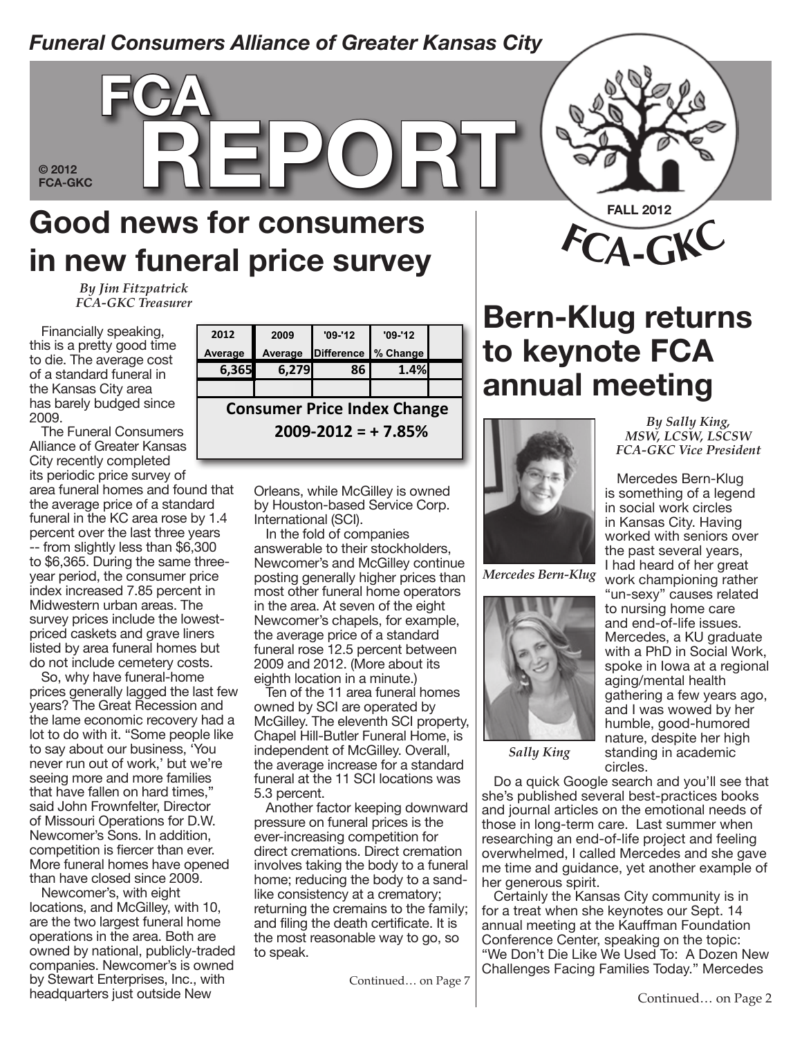*Funeral Consumers Alliance of Greater Kansas City*

# FCA REPORT

© 2012 FCA-GKC

FALL 2012

FCA-GKC

## Good news for consumers in new funeral price survey

*By Jim Fitzpatrick*
*FCA-GKC Treasurer*

| 2012 Average | 2009 Average | '09-'12 Difference | '09-'12 % Change |
|---|---|---|---|
| 6,365 | 6,279 | 86 | 1.4% |

**Consumer Price Index Change 2009-2012 = + 7.85%**

Financially speaking, this is a pretty good time to die. The average cost of a standard funeral in the Kansas City area has barely budged since 2009.

The Funeral Consumers Alliance of Greater Kansas City recently completed its periodic price survey of area funeral homes and found that the average price of a standard funeral in the KC area rose by 1.4 percent over the last three years -- from slightly less than $6,300 to $6,365. During the same three-year period, the consumer price index increased 7.85 percent in Midwestern urban areas. The survey prices include the lowest-priced caskets and grave liners listed by area funeral homes but do not include cemetery costs.

So, why have funeral-home prices generally lagged the last few years? The Great Recession and the lame economic recovery had a lot to do with it. "Some people like to say about our business, 'You never run out of work,' but we're seeing more and more families that have fallen on hard times," said John Frownfelter, Director of Missouri Operations for D.W. Newcomer's Sons. In addition, competition is fiercer than ever. More funeral homes have opened than have closed since 2009.

Newcomer's, with eight locations, and McGilley, with 10, are the two largest funeral home operations in the area. Both are owned by national, publicly-traded companies. Newcomer's is owned by Stewart Enterprises, Inc., with headquarters just outside New Orleans, while McGilley is owned by Houston-based Service Corp. International (SCI).

In the fold of companies answerable to their stockholders, Newcomer's and McGilley continue posting generally higher prices than most other funeral home operators in the area. At seven of the eight Newcomer's chapels, for example, the average price of a standard funeral rose 12.5 percent between 2009 and 2012. (More about its eighth location in a minute.)

Ten of the 11 area funeral homes owned by SCI are operated by McGilley. The eleventh SCI property, Chapel Hill-Butler Funeral Home, is independent of McGilley. Overall, the average increase for a standard funeral at the 11 SCI locations was 5.3 percent.

Another factor keeping downward pressure on funeral prices is the ever-increasing competition for direct cremations. Direct cremation involves taking the body to a funeral home; reducing the body to a sand-like consistency at a crematory; returning the cremains to the family; and filing the death certificate. It is the most reasonable way to go, so to speak.

Continued… on Page 7

## Bern-Klug returns to keynote FCA annual meeting

*By Sally King,*
*MSW, LCSW, LSCSW*
*FCA-GKC Vice President*

*Mercedes Bern-Klug*

*Sally King*

Mercedes Bern-Klug is something of a legend in social work circles in Kansas City. Having worked with seniors over the past several years, I had heard of her work championing rather "un-sexy" causes related to nursing home care and end-of-life issues. Mercedes, a KU graduate with a PhD in Social Work, spoke in Iowa at a regional aging/mental health gathering a few years ago, and I was wowed by her humble, good-humored nature, despite her high standing in academic circles.

Do a quick Google search and you'll see that she's published several best-practices books and journal articles on the emotional needs of those in long-term care. Last summer when researching an end-of-life project and feeling overwhelmed, I called Mercedes and she gave me time and guidance, yet another example of her generous spirit.

Certainly the Kansas City community is in for a treat when she keynotes our Sept. 14 annual meeting at the Kauffman Foundation Conference Center, speaking on the topic: "We Don't Die Like We Used To: A Dozen New Challenges Facing Families Today." Mercedes

Continued… on Page 2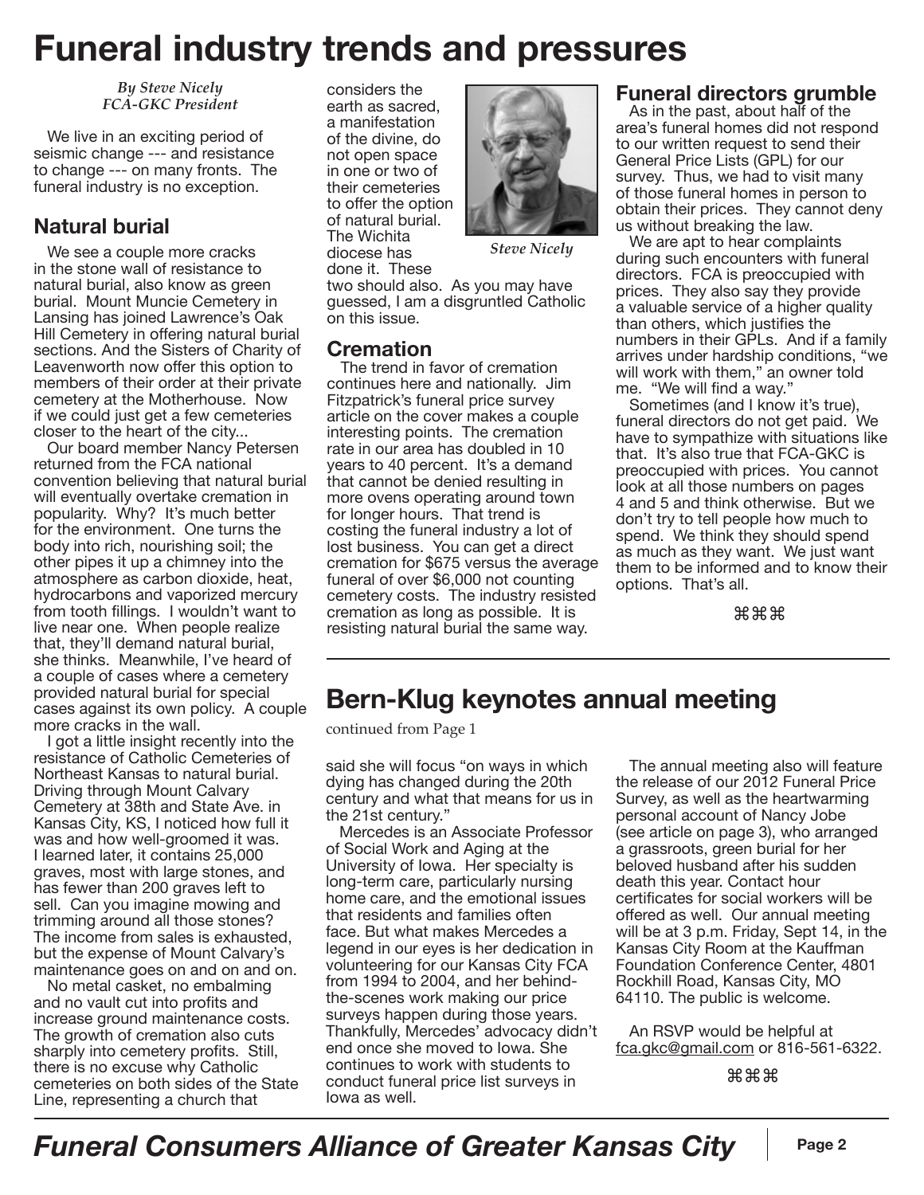# Funeral industry trends and pressures

*By Steve Nicely*
*FCA-GKC President*

We live in an exciting period of seismic change --- and resistance to change --- on many fronts. The funeral industry is no exception.

## Natural burial

We see a couple more cracks in the stone wall of resistance to natural burial, also know as green burial. Mount Muncie Cemetery in Lansing has joined Lawrence's Oak Hill Cemetery in offering natural burial sections. And the Sisters of Charity of Leavenworth now offer this option to members of their order at their private cemetery at the Motherhouse. Now if we could just get a few cemeteries closer to the heart of the city...

Our board member Nancy Petersen returned from the FCA national convention believing that natural burial will eventually overtake cremation in popularity. Why? It's much better for the environment. One turns the body into rich, nourishing soil; the other pipes it up a chimney into the atmosphere as carbon dioxide, heat, hydrocarbons and vaporized mercury from tooth fillings. I wouldn't want to live near one. When people realize that, they'll demand natural burial, she thinks. Meanwhile, I've heard of a couple of cases where a cemetery provided natural burial for special cases against its own policy. A couple more cracks in the wall.

I got a little insight recently into the resistance of Catholic Cemeteries of Northeast Kansas to natural burial. Driving through Mount Calvary Cemetery at 38th and State Ave. in Kansas City, KS, I noticed how full it was and how well-groomed it was. I learned later, it contains 25,000 graves, most with large stones, and has fewer than 200 graves left to sell. Can you imagine mowing and trimming around all those stones? The income from sales is exhausted, but the expense of Mount Calvary's maintenance goes on and on and on.

No metal casket, no embalming and no vault cut into profits and increase ground maintenance costs. The growth of cremation also cuts sharply into cemetery profits. Still, there is no excuse why Catholic cemeteries on both sides of the State Line, representing a church that considers the earth as sacred, a manifestation of the divine, do not open space in one or two of their cemeteries to offer the option of natural burial. The Wichita diocese has done it. These two should also. As you may have guessed, I am a disgruntled Catholic on this issue.

*Steve Nicely*

## Cremation

The trend in favor of cremation continues here and nationally. Jim Fitzpatrick's funeral price survey article on the cover makes a couple interesting points. The cremation rate in our area has doubled in 10 years to 40 percent. It's a demand that cannot be denied resulting in more ovens operating around town for longer hours. That trend is costing the funeral industry a lot of lost business. You can get a direct cremation for $675 versus the average funeral of over $6,000 not counting cemetery costs. The industry resisted cremation as long as possible. It is resisting natural burial the same way.

## Funeral directors grumble

As in the past, about half of the area's funeral homes did not respond to our written request to send their General Price Lists (GPL) for our survey. Thus, we had to visit many of those funeral homes in person to obtain their prices. They cannot deny us without breaking the law.

We are apt to hear complaints during such encounters with funeral directors. FCA is preoccupied with prices. They also say they provide a valuable service of a higher quality than others, which justifies the numbers in their GPLs. And if a family arrives under hardship conditions, "we will work with them," an owner told me. "We will find a way."

Sometimes (and I know it's true), funeral directors do not get paid. We have to sympathize with situations like that. It's also true that FCA-GKC is preoccupied with prices. You cannot look at all those numbers on pages 4 and 5 and think otherwise. But we don't try to tell people how much to spend. We think they should spend as much as they want. We just want them to be informed and to know their options. That's all.

⌘⌘⌘

# Bern-Klug keynotes annual meeting

continued from Page 1

said she will focus "on ways in which dying has changed during the 20th century and what that means for us in the 21st century."

Mercedes is an Associate Professor of Social Work and Aging at the University of Iowa. Her specialty is long-term care, particularly nursing home care, and the emotional issues that residents and families often face. But what makes Mercedes a legend in our eyes is her dedication in volunteering for our Kansas City FCA from 1994 to 2004, and her behind-the-scenes work making our price surveys happen during those years. Thankfully, Mercedes' advocacy didn't end once she moved to Iowa. She continues to work with students to conduct funeral price list surveys in Iowa as well.

The annual meeting also will feature the release of our 2012 Funeral Price Survey, as well as the heartwarming personal account of Nancy Jobe (see article on page 3), who arranged a grassroots, green burial for her beloved husband after his sudden death this year. Contact hour certificates for social workers will be offered as well. Our annual meeting will be at 3 p.m. Friday, Sept 14, in the Kansas City Room at the Kauffman Foundation Conference Center, 4801 Rockhill Road, Kansas City, MO 64110. The public is welcome.

An RSVP would be helpful at fca.gkc@gmail.com or 816-561-6322.

⌘⌘⌘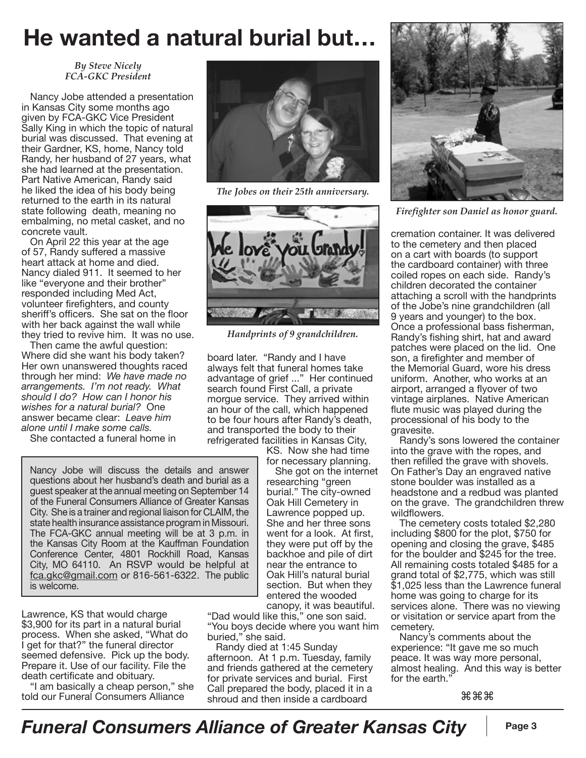# He wanted a natural burial but…

*By Steve Nicely*
*FCA-GKC President*

Nancy Jobe attended a presentation in Kansas City some months ago given by FCA-GKC Vice President Sally King in which the topic of natural burial was discussed. That evening at their Gardner, KS, home, Nancy told Randy, her husband of 27 years, what she had learned at the presentation. Part Native American, Randy said he liked the idea of his body being returned to the earth in its natural state following death, meaning no embalming, no metal casket, and no concrete vault.

On April 22 this year at the age of 57, Randy suffered a massive heart attack at home and died. Nancy dialed 911. It seemed to her like "everyone and their brother" responded including Med Act, volunteer firefighters, and county sheriff's officers. She sat on the floor with her back against the wall while they tried to revive him. It was no use.

Then came the awful question: Where did she want his body taken? Her own unanswered thoughts raced through her mind: *We have made no arrangements. I'm not ready. What should I do? How can I honor his wishes for a natural burial?* One answer became clear: *Leave him alone until I make some calls.*

She contacted a funeral home in Lawrence, KS that would charge $3,900 for its part in a natural burial process. When she asked, "What do I get for that?" the funeral director seemed defensive. Pick up the body. Prepare it. Use of our facility. File the death certificate and obituary.

"I am basically a cheap person," she told our Funeral Consumers Alliance board later. "Randy and I have always felt that funeral homes take advantage of grief ..." Her continued search found First Call, a private morgue service. They arrived within an hour of the call, which happened to be four hours after Randy's death, and transported the body to their refrigerated facilities in Kansas City, KS. Now she had time for necessary planning.

She got on the internet researching "green burial." The city-owned Oak Hill Cemetery in Lawrence popped up. She and her three sons went for a look. At first, they were put off by the backhoe and pile of dirt near the entrance to Oak Hill's natural burial section. But when they entered the wooded canopy, it was beautiful. "Dad would like this," one son said. "You boys decide where you want him buried," she said.

Randy died at 1:45 Sunday afternoon. At 1 p.m. Tuesday, family and friends gathered at the cemetery for private services and burial. First Call prepared the body, placed it in a shroud and then inside a cardboard cremation container. It was delivered to the cemetery and then placed on a cart with boards (to support the cardboard container) with three coiled ropes on each side. Randy's children decorated the container attaching a scroll with the handprints of the Jobe's nine grandchildren (all 9 years and younger) to the box. Once a professional bass fisherman, Randy's fishing shirt, hat and award patches were placed on the lid. One son, a firefighter and member of the Memorial Guard, wore his dress uniform. Another, who works at an airport, arranged a flyover of two vintage airplanes. Native American flute music was played during the processional of his body to the gravesite.

Randy's sons lowered the container into the grave with the ropes, and then refilled the grave with shovels. On Father's Day an engraved native stone boulder was installed as a headstone and a redbud was planted on the grave. The grandchildren threw wildflowers.

The cemetery costs totaled $2,280 including $800 for the plot, $750 for opening and closing the grave, $485 for the boulder and $245 for the tree. All remaining costs totaled $485 for a grand total of $2,775, which was still $1,025 less than the Lawrence funeral home was going to charge for its services alone. There was no viewing or visitation or service apart from the cemetery.

Nancy's comments about the experience: "It gave me so much peace. It was way more personal, almost healing. And this way is better for the earth."

⌘⌘⌘

*The Jobes on their 25th anniversary.*

*Handprints of 9 grandchildren.*

*Firefighter son Daniel as honor guard.*

---

Nancy Jobe will discuss the details and answer questions about her husband's death and burial as a guest speaker at the annual meeting on September 14 of the Funeral Consumers Alliance of Greater Kansas City. She is a trainer and regional liaison for CLAIM, the state health insurance assistance program in Missouri. The FCA-GKC annual meeting will be at 3 p.m. in the Kansas City Room at the Kauffman Foundation Conference Center, 4801 Rockhill Road, Kansas City, MO 64110. An RSVP would be helpful at fca.gkc@gmail.com or 816-561-6322. The public is welcome.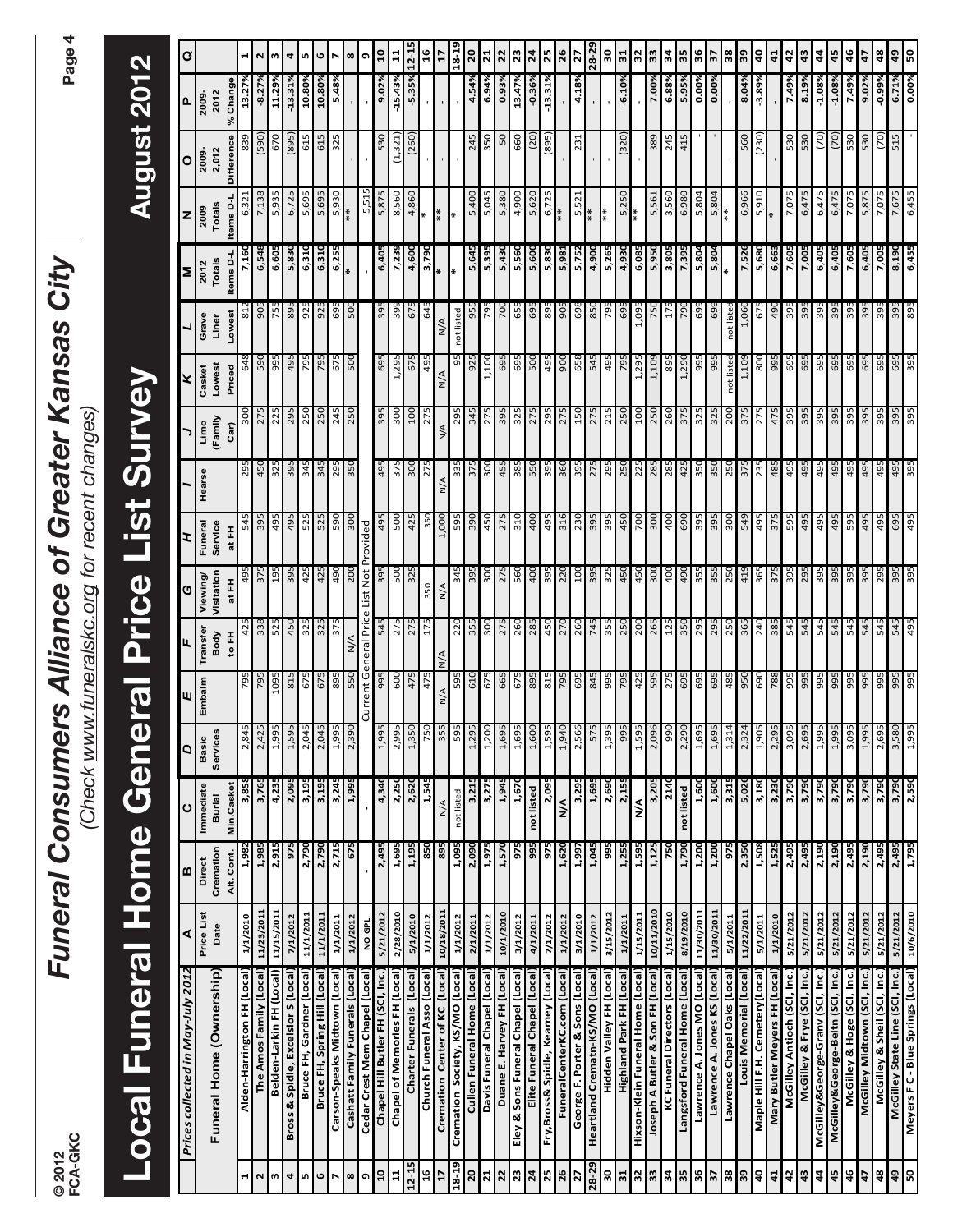© 2012
FCA-GKC

# *Funeral Consumers Alliance of Greater Kansas City*

*(Check www.funeralskc.org for recent changes)*

## Local Funeral Home General Price List Survey — August 2012

| | *Prices collected in May-July 2012* | A | B | C | D | E | F | G | H | I | J | K | L | M | N | O | P | Q |
|---|---|---|---|---|---|---|---|---|---|---|---|---|---|---|---|---|---|---|
| | **Funeral Home (Ownership)** | Price List Date | Direct Cremation Alt. Cont. | Immediate Burial Min.Casket | Basic Services | Embalm | Transfer Body to FH | Viewing/ Visitation at FH | Funeral Service at FH | Hearse | Limo (Family Car) | Casket Lowest Priced | Grave Liner Lowest | 2012 Totals Items D-L | 2009 Totals Items D-L | 2009-2,012 Difference | 2009-2012 % Change | |
| 1 | Alden-Harrington FH (Local) | 1/1/2010 | 1,982 | 3,858 | 2,845 | 795 | 425 | 495 | 545 | 295 | 300 | 648 | 812 | 7,160 | 6,321 | 839 | 13.27% | 1 |
| 2 | The Amos Family (Local) | 11/23/2011 | 1,985 | 3,765 | 2,425 | 795 | 338 | 375 | 395 | 450 | 275 | 590 | 905 | 6,548 | 7,138 | (590) | -8.27% | 2 |
| 3 | Belden-Larkin FH (Local) | 11/15/2011 | 2,915 | 4,235 | 1,995 | 1095 | 525 | 195 | 495 | 325 | 225 | 995 | 755 | 6,605 | 5,935 | 670 | 11.29% | 3 |
| 4 | Bross & Spidle, Excelsior S (Local) | 7/1/2012 | 975 | 2,095 | 1,595 | 815 | 450 | 395 | 495 | 395 | 295 | 495 | 895 | 5,830 | 6,725 | (895) | -13.31% | 4 |
| 5 | Bruce FH, Gardner (Local) | 11/1/2011 | 2,790 | 3,195 | 2,045 | 675 | 325 | 425 | 525 | 345 | 250 | 795 | 925 | 6,310 | 5,695 | 615 | 10.80% | 5 |
| 6 | Bruce FH, Spring Hill (Local) | 11/1/2011 | 2,790 | 3,195 | 2,045 | 675 | 325 | 425 | 525 | 345 | 250 | 795 | 925 | 6,310 | 5,695 | 615 | 10.80% | 6 |
| 7 | Carson-Speaks Midtown (Local) | 1/1/2011 | 2,715 | 3,245 | 1,995 | 895 | 375 | 490 | 590 | 295 | 245 | 675 | 695 | 6,255 | 5,930 | 325 | 5.48% | 7 |
| 8 | Cashatt Family Funerals (Local) | 1/1/2012 | 675 | 1,995 | 2,390 | 550 | N/A | 200 | 300 | 350 | 250 | 500 | 500 | * | ** | - | - | 8 |
| 9 | Cedar Crest Mem Chapel (Local) | NO GPL | - | - | Current General Price List Not Provided | | | | | | | | | | 5,515 | - | - | 9 |
| 10 | Chapel Hill Butler FH (SCI, Inc.) | 5/21/2012 | 2,495 | 4,340 | 1,995 | 995 | 545 | 395 | 495 | 495 | 395 | 695 | 395 | 6,405 | 5,875 | 530 | 9.02% | 10 |
| 11 | Chapel of Memories FH (Local) | 2/28/2010 | 1,695 | 2,250 | 2,995 | 600 | 275 | 500 | 500 | 375 | 300 | 1,295 | 395 | 7,239 | 8,560 | (1,321) | -15.43% | 11 |
| 12-15 | Charter Funerals (Local) | 5/1/2010 | 1,195 | 2,620 | 1,350 | 475 | 275 | 325 | 425 | 300 | 100 | 675 | 675 | 4,600 | 4,860 | (260) | -5.35% | 12-15 |
| 16 | Church Funeral Asso (Local) | 1/1/2012 | 850 | 1,545 | 750 | 475 | 175 | 350 | 350 | 275 | 275 | 495 | 645 | 3,790 | * | - | - | 16 |
| 17 | Cremation Center of KC (Local) | 10/18/2011 | 895 | N/A | 355 | N/A | N/A | N/A | 1,000 | N/A | N/A | N/A | N/A | * | ** | - | - | 17 |
| 18-19 | Cremation Society, KS/MO (Local) | 1/1/2012 | 1,095 | not listed | 595 | 595 | 220 | 345 | 595 | 335 | 295 | 95 | not listed | * | * | - | - | 18-19 |
| 20 | Cullen Funeral Home (Local) | 2/1/2011 | 2,090 | 3,215 | 1,295 | 610 | 355 | 395 | 390 | 375 | 345 | 925 | 955 | 5,645 | 5,400 | 245 | 4.54% | 20 |
| 21 | Davis Funeral Chapel (Local) | 1/1/2012 | 1,975 | 3,275 | 1,200 | 675 | 300 | 300 | 450 | 300 | 275 | 1,100 | 795 | 5,395 | 5,045 | 350 | 6.94% | 21 |
| 22 | Duane E. Harvey FH (Local) | 10/1/2010 | 1,570 | 1,945 | 1,695 | 665 | 275 | 275 | 275 | 455 | 395 | 695 | 700 | 5,430 | 5,380 | 50 | 0.93% | 22 |
| 23 | Eley & Sons Funeral Chapel (Local) | 3/1/2012 | 975 | 1,670 | 1,695 | 675 | 260 | 560 | 310 | 385 | 325 | 695 | 655 | 5,560 | 4,900 | 660 | 13.47% | 23 |
| 24 | Elite Funeral Chapel (Local) | 4/1/2011 | 995 | not listed | 1,600 | 895 | 285 | 400 | 400 | 550 | 275 | 500 | 695 | 5,600 | 5,620 | (20) | -0.36% | 24 |
| 25 | Fry,Bross& Spidle, Kearney (Local) | 7/1/2012 | 975 | 2,095 | 1,595 | 815 | 450 | 395 | 495 | 395 | 295 | 495 | 895 | 5,830 | 6,725 | (895) | -13.31% | 25 |
| 26 | FuneralCenterKC.com (Local) | 1/1/2012 | 1,620 | N/A | 1,940 | 795 | 270 | 220 | 316 | 360 | 275 | 900 | 905 | 5,981 | ** | - | - | 26 |
| 27 | George F. Porter & Sons (Local) | 3/1/2010 | 1,997 | 3,295 | 2,566 | 695 | 260 | 100 | 230 | 395 | 150 | 658 | 698 | 5,752 | 5,521 | 231 | 4.18% | 27 |
| 28-29 | Heartland Crematn-KS/MO (Local) | 1/1/2012 | 1,045 | 1,695 | 575 | 845 | 745 | 395 | 395 | 275 | 275 | 545 | 850 | 4,900 | ** | - | - | 28-29 |
| 30 | Hidden Valley FH (Local) | 3/15/2012 | 995 | 2,690 | 1,395 | 995 | 355 | 325 | 395 | 295 | 215 | 495 | 795 | 5,265 | ** | - | - | 30 |
| 31 | Highland Park FH (Local) | 1/1/2011 | 1,255 | 2,155 | 995 | 795 | 250 | 450 | 450 | 250 | 250 | 795 | 695 | 4,930 | 5,250 | (320) | -6.10% | 31 |
| 32 | Hixson-Klein Funeral Home (Local) | 1/15/2011 | 1,595 | N/A | 1,595 | 425 | 200 | 450 | 700 | 225 | 100 | 1,295 | 1,095 | 6,085 | ** | - | - | 32 |
| 33 | Joseph A Butler & Son FH (Local) | 10/11/2010 | 1,125 | 3,205 | 2,096 | 595 | 265 | 300 | 300 | 285 | 250 | 1,109 | 750 | 5,950 | 5,561 | 389 | 7.00% | 33 |
| 34 | KC Funeral Directors (Local) | 1/15/2010 | 750 | 2140 | 990 | 275 | 125 | 400 | 400 | 285 | 260 | 895 | 175 | 3,805 | 3,560 | 245 | 6.88% | 34 |
| 35 | Langsford Funeral Home (Local) | 8/19/2010 | 1,790 | not listed | 2,290 | 695 | 350 | 490 | 690 | 425 | 375 | 1,290 | 790 | 7,395 | 6,980 | 415 | 5.95% | 35 |
| 36 | Lawrence A. Jones MO (Local) | 11/30/2011 | 1,200 | 1,600 | 1,695 | 695 | 295 | 355 | 395 | 350 | 325 | 995 | 695 | 5,804 | 5,804 | - | 0.00% | 36 |
| 37 | Lawrence A. Jones KS (Local) | 11/30/2011 | 1,200 | 1,600 | 1,695 | 695 | 295 | 355 | 395 | 350 | 325 | 995 | 695 | 5,804 | 5,804 | - | 0.00% | 37 |
| 38 | Lawrence Chapel Oaks (Local) | 5/1/2011 | 975 | 3,315 | 1,314 | 485 | 250 | 250 | 300 | 250 | 200 | not listed | not listed | * | ** | - | - | 38 |
| 39 | Louis Memorial (Local) | 11/22/2011 | 2,350 | 5,026 | 2,324 | 950 | 365 | 419 | 549 | 375 | 375 | 1,109 | 1,060 | 7,526 | 6,966 | 560 | 8.04% | 39 |
| 40 | Maple Hill F.H. Cemetery (Local) | 5/1/2011 | 1,508 | 3,180 | 1,905 | 690 | 240 | 365 | 495 | 235 | 275 | 800 | 675 | 5,680 | 5,910 | (230) | -3.89% | 40 |
| 41 | Mary Butler Meyers FH (Local) | 1/1/2010 | 1,525 | 3,230 | 2,295 | 788 | 385 | 375 | 375 | 485 | 475 | 995 | 490 | 6,663 | * | - | - | 41 |
| 42 | McGilley Antioch (SCI, Inc.) | 5/21/2012 | 2,495 | 3,790 | 3,095 | 995 | 545 | 395 | 595 | 495 | 395 | 695 | 395 | 7,605 | 7,075 | 530 | 7.49% | 42 |
| 43 | McGilley & Frye (SCI, Inc.) | 5/21/2012 | 2,495 | 3,790 | 2,695 | 995 | 545 | 295 | 495 | 495 | 395 | 695 | 395 | 7,005 | 6,475 | 530 | 8.19% | 43 |
| 44 | McGilley&George-Granv (SCI, Inc.) | 5/21/2012 | 2,190 | 3,790 | 1,995 | 995 | 545 | 395 | 495 | 495 | 395 | 695 | 395 | 6,405 | 6,475 | (70) | -1.08% | 44 |
| 45 | McGilley&George-Beltn (SCI, Inc.) | 5/21/2012 | 2,190 | 3,790 | 1,995 | 995 | 545 | 395 | 495 | 495 | 395 | 695 | 395 | 6,405 | 6,475 | (70) | -1.08% | 45 |
| 46 | McGilley & Hoge (SCI, Inc.) | 5/21/2012 | 2,495 | 3,790 | 3,095 | 995 | 545 | 395 | 595 | 495 | 395 | 695 | 395 | 7,605 | 7,075 | 530 | 7.49% | 46 |
| 47 | McGilley Midtown (SCI, Inc.) | 5/21/2012 | 2,190 | 3,790 | 1,995 | 995 | 545 | 395 | 495 | 495 | 395 | 695 | 395 | 6,405 | 5,875 | 530 | 9.02% | 47 |
| 48 | McGilley & Sheil (SCI, Inc.) | 5/21/2012 | 2,495 | 3,790 | 2,695 | 995 | 545 | 295 | 495 | 495 | 395 | 695 | 395 | 7,005 | 7,075 | (70) | -0.99% | 48 |
| 49 | McGilley State Line (SCI, Inc.) | 5/21/2012 | 2,495 | 3,790 | 3,580 | 995 | 545 | 395 | 695 | 495 | 395 | 695 | 395 | 8,190 | 7,675 | 515 | 6.71% | 49 |
| 50 | Meyers F C - Blue Springs (Local) | 10/6/2010 | 1,795 | 2,590 | 1,995 | 995 | 495 | 395 | 495 | 395 | 395 | 395 | 895 | 6,455 | 6,455 | - | 0.00% | 50 |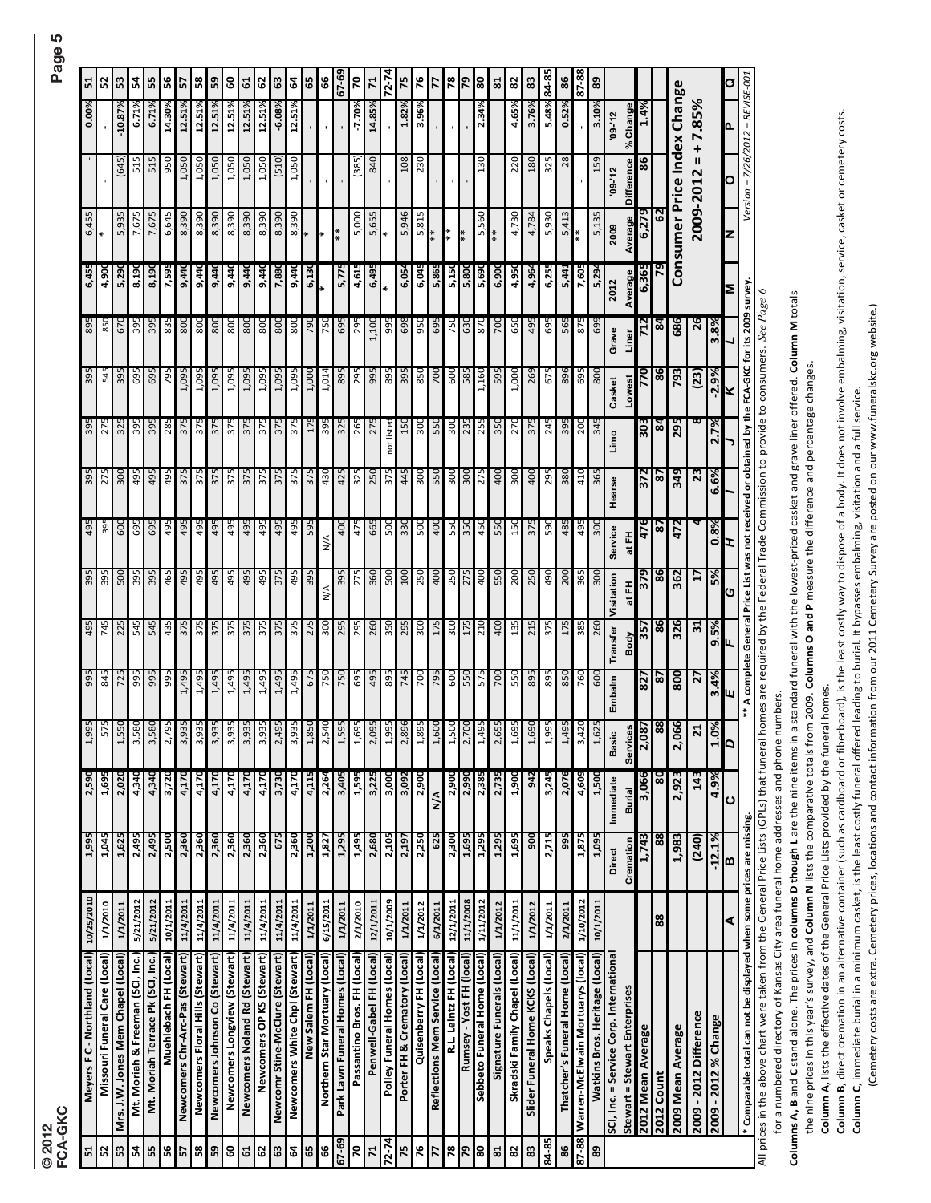| # | Funeral Home | Date | Direct Cremation | Immediate Burial | Basic Services | Embalm | Transfer Body | Visitation at FH | Service at FH | Hearse | Limo | Casket Lowest | Grave Liner | 2012 Average | 2009 Average | '09-'12 Difference | '09-'12 % Change | # |
|---|---|---|---|---|---|---|---|---|---|---|---|---|---|---|---|---|---|---|
| 51 | Meyers F C - Northland (Local) | 10/25/2010 | 1,995 | 2,590 | 1,995 | 995 | 495 | 395 | 495 | 395 | 395 | 395 | 895 | 6,455 | 6,455 | - | 0.00% | 51 |
| 52 | Missouri Funeral Care (Local) | 1/1/2010 | 1,045 | 1,695 | 575 | 845 | 745 | 395 | 395 | 275 | 275 | 545 | 850 | 4,900 | * | - | - | 52 |
| 53 | Mrs. J.W. Jones Mem Chapel (Local) | 1/1/2011 | 1,625 | 2,020 | 1,550 | 725 | 225 | 500 | 600 | 300 | 325 | 395 | 670 | 5,290 | 5,935 | (645) | -10.87% | 53 |
| 54 | Mt. Moriah & Freeman (SCI, Inc.) | 5/21/2012 | 2,495 | 4,340 | 3,580 | 995 | 545 | 395 | 695 | 495 | 395 | 695 | 395 | 8,190 | 7,675 | 515 | 6.71% | 54 |
| 55 | Mt. Moriah Terrace Pk (SCI, Inc.) | 5/21/2012 | 2,495 | 4,340 | 3,580 | 995 | 545 | 395 | 695 | 495 | 395 | 695 | 395 | 8,190 | 7,675 | 515 | 6.71% | 55 |
| 56 | Muehlebach FH (Local) | 10/1/2011 | 2,500 | 3,720 | 2,795 | 995 | 435 | 465 | 495 | 495 | 285 | 795 | 835 | 7,595 | 6,645 | 950 | 14.30% | 56 |
| 57 | Newcomers Chr-Arc-Pas (Stewart) | 11/4/2011 | 2,360 | 4,170 | 3,935 | 1,495 | 375 | 495 | 495 | 375 | 375 | 1,095 | 800 | 9,440 | 8,390 | 1,050 | 12.51% | 57 |
| 58 | Newcomers Floral Hills (Stewart) | 11/4/2011 | 2,360 | 4,170 | 3,935 | 1,495 | 375 | 495 | 495 | 375 | 375 | 1,095 | 800 | 9,440 | 8,390 | 1,050 | 12.51% | 58 |
| 59 | Newcomers Johnson Co (Stewart) | 11/4/2011 | 2,360 | 4,170 | 3,935 | 1,495 | 375 | 495 | 495 | 375 | 375 | 1,095 | 800 | 9,440 | 8,390 | 1,050 | 12.51% | 59 |
| 60 | Newcomers Longview (Stewart) | 11/4/2011 | 2,360 | 4,170 | 3,935 | 1,495 | 375 | 495 | 495 | 375 | 375 | 1,095 | 800 | 9,440 | 8,390 | 1,050 | 12.51% | 60 |
| 61 | Newcomers Noland Rd (Stewart) | 11/4/2011 | 2,360 | 4,170 | 3,935 | 1,495 | 375 | 495 | 495 | 375 | 375 | 1,095 | 800 | 9,440 | 8,390 | 1,050 | 12.51% | 61 |
| 62 | Newcomers OP KS (Stewart) | 11/4/2011 | 2,360 | 4,170 | 3,935 | 1,495 | 375 | 495 | 495 | 375 | 375 | 1,095 | 800 | 9,440 | 8,390 | 1,050 | 12.51% | 62 |
| 63 | Newcomr Stine-McClure (Stewart) | 11/4/2011 | 675 | 3,730 | 2,495 | 1,495 | 375 | 375 | 495 | 375 | 375 | 1,095 | 800 | 7,880 | 8,390 | (510) | -6.08% | 63 |
| 64 | Newcomers White Chpl (Stewart) | 11/4/2011 | 2,360 | 4,170 | 3,935 | 1,495 | 375 | 495 | 495 | 375 | 375 | 1,095 | 800 | 9,440 | 8,390 | 1,050 | 12.51% | 64 |
| 65 | New Salem FH (Local) | 1/1/2011 | 1,200 | 4,115 | 1,850 | 675 | 275 | 395 | 595 | 375 | 175 | 1,000 | 790 | 6,130 | * | - | - | 65 |
| 66 | Northern Star Mortuary (Local) | 6/15/2011 | 1,827 | 2,264 | 2,540 | 750 | 300 | N/A | N/A | 430 | 395 | 1,014 | 750 | * | * | - | - | 66 |
| 67-69 | Park Lawn Funeral Homes (Local) | 1/1/2011 | 1,295 | 3,405 | 1,595 | 750 | 295 | 395 | 400 | 425 | 325 | 895 | 695 | 5,775 | ** | - | - | 67-69 |
| 70 | Passantino Bros. FH (Local) | 2/1/2010 | 1,495 | 1,595 | 1,695 | 695 | 295 | 275 | 475 | 325 | 265 | 295 | 295 | 4,615 | 5,000 | (385) | -7.70% | 70 |
| 71 | Penwell-Gabel FH (Local) | 12/1/2011 | 2,680 | 3,225 | 2,095 | 495 | 260 | 360 | 665 | 250 | 275 | 995 | 1,100 | 6,495 | 5,655 | 840 | 14.85% | 71 |
| 72-74 | Polley Funeral Homes (Local) | 10/1/2009 | 2,105 | 3,000 | 1,995 | 895 | 350 | 500 | 500 | 375 | not listed | 895 | 995 | * | * | - | - | 72-74 |
| 75 | Porter FH & Crematory (Local) | 1/1/2011 | 2,197 | 3,092 | 2,896 | 745 | 295 | 100 | 330 | 445 | 150 | 395 | 698 | 6,054 | 5,946 | 108 | 1.82% | 75 |
| 76 | Quisenberry FH (Local) | 1/1/2012 | 2,250 | 2,900 | 1,895 | 700 | 300 | 250 | 500 | 300 | 300 | 850 | 950 | 6,045 | 5,815 | 230 | 3.96% | 76 |
| 77 | Reflections Mem Service (Local) | 6/1/2011 | 625 | N/A | 1,600 | 795 | 175 | 400 | 400 | 550 | 550 | 700 | 695 | 5,865 | ** | - | - | 77 |
| 78 | R.L. Leintz FH (Local) | 12/1/2011 | 2,300 | 2,900 | 1,500 | 600 | 300 | 250 | 550 | 300 | 300 | 600 | 750 | 5,150 | ** | - | - | 78 |
| 79 | Rumsey - Yost FH (local) | 11/1/2008 | 1,695 | 2,990 | 2,700 | 550 | 175 | 275 | 350 | 300 | 235 | 585 | 630 | 5,800 | ** | - | - | 79 |
| 80 | Sebbeto Funeral Home (Local) | 1/11/2012 | 1,295 | 2,385 | 1,495 | 575 | 210 | 400 | 450 | 275 | 255 | 1,160 | 870 | 5,690 | 5,560 | 130 | 2.34% | 80 |
| 81 | Signature Funerals (Local) | 1/1/2012 | 1,295 | 2,735 | 2,655 | 700 | 400 | 550 | 550 | 400 | 350 | 595 | 700 | 6,900 | ** | | | 81 |
| 82 | Skradski Family Chapel (Local) | 11/1/2011 | 1,695 | 1,900 | 1,695 | 550 | 135 | 200 | 150 | 300 | 270 | 1,000 | 650 | 4,950 | 4,730 | 220 | 4.65% | 82 |
| 83 | Slider Funeral Home KCKS (Local) | 1/1/2012 | 900 | 942 | 1,690 | 895 | 215 | 250 | 375 | 400 | 375 | 269 | 495 | 4,964 | 4,784 | 180 | 3.76% | 83 |
| 84-85 | Speaks Chapels (Local) | 1/1/2011 | 2,715 | 3,245 | 1,995 | 895 | 375 | 490 | 590 | 295 | 245 | 675 | 695 | 6,255 | 5,930 | 325 | 5.48% | 84-85 |
| 86 | Thatcher's Funeral Home (Local) | 2/1/2011 | 995 | 2,076 | 1,495 | 850 | 175 | 200 | 485 | 380 | 395 | 896 | 565 | 5,441 | 5,413 | 28 | 0.52% | 86 |
| 87-88 | Warren-McElwain Mortuarys (local) | 1/10/2012 | 1,875 | 4,609 | 3,420 | 760 | 385 | 365 | 495 | 410 | 200 | 695 | 875 | 7,605 | ** | - | - | 87-88 |
| 89 | Watkins Bros. Heritage (Local) | 10/1/2011 | 1,095 | 1,500 | 1,625 | 600 | 260 | 300 | 300 | 365 | 345 | 800 | 699 | 5,294 | 5,135 | 159 | 3.10% | 89 |
| | SCI, Inc. = Service Corp. International; Stewart = Stewart Enterprises | | Direct Cremation | Immediate Burial | Basic Services | Embalm | Transfer Body | Visitation at FH | Service at FH | Hearse | Limo | Casket Lowest | Grave Liner | 2012 Average | 2009 Average | '09-'12 Difference | '09-'12 % Change | |
| | 2012 Mean Average | | 1,743 | 3,066 | 2,087 | 827 | 357 | 379 | 476 | 372 | 303 | 770 | 712 | 6,365 | 6,279 | 86 | 1.4% | |
| | 2012 Count | 88 | 88 | 80 | 88 | 87 | 86 | 86 | 87 | 87 | 84 | 86 | 84 | 79 | 62 | | | |
| | 2009 Mean Average | | 1,983 | 2,923 | 2,066 | 800 | 326 | 362 | 472 | 349 | 295 | 793 | 686 | Consumer Price Index Change 2009-2012 = + 7.85% | | | | |
| | 2009 - 2012 Difference | | (240) | 143 | 21 | 27 | 31 | 17 | 4 | 23 | 8 | (23) | 26 | | | | | |
| | 2009 - 2012 % Change | | -12.1% | 4.9% | 1.0% | 3.4% | 9.5% | 5% | 0.8% | 6.6% | 2.7% | -2.9% | 3.8% | | | | | |
| | A | | B | C | D | E | F | G | H | I | J | K | L | M | N | O | P | Q |

\* Comparable total can not be displayed when some prices are missing. ** A complete General Price List was not received or obtained by the FCA-GKC for its 2009 survey.

*Version – 7/26/2012 – REVISE-001*

All prices in the above chart were taken from the General Price Lists (GPLs) that funeral homes are required by the Federal Trade Commission to provide to consumers. *See Page 6* for a numbered directory of Kansas City area funeral home addresses and phone numbers.

**Columns A, B** and **C** stand alone. The prices in **columns D though L** are the nine items in a standard funeral with the lowest-priced casket and grave liner offered. **Column M** totals the nine prices in this year's survey, and **Column N** lists the comparative totals from 2009. **Columns O and P** measure the difference and percentage changes.

**Column A,** lists the effective dates of the General Price Lists provided by the funeral homes.

**Column B,** direct cremation in an alternative container (such as cardboard or fiberboard), is the least costly way to dispose of a body. It does not involve embalming, visitation, service, casket or cemetery costs.

**Column C,** immediate burial in a minimum casket, is the least costly funeral offered leading to burial. It bypasses embalming, visitation and a full service.

(Cemetery costs are extra. Cemetery prices, locations and contact information from our 2011 Cemetery Survey are posted on our www.funeralskc.org website.)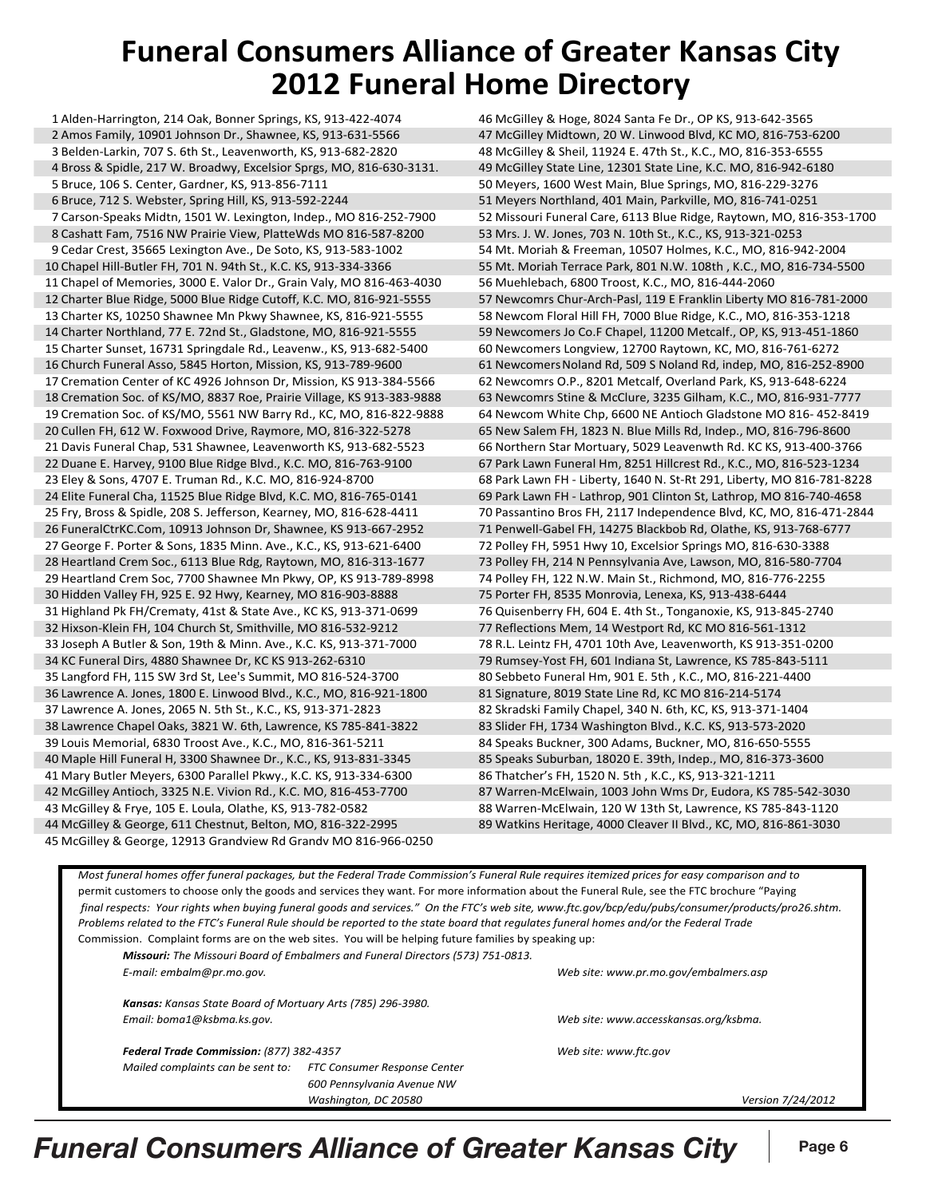# Funeral Consumers Alliance of Greater Kansas City 2012 Funeral Home Directory

1 Alden-Harrington, 214 Oak, Bonner Springs, KS, 913-422-4074
2 Amos Family, 10901 Johnson Dr., Shawnee, KS, 913-631-5566
3 Belden-Larkin, 707 S. 6th St., Leavenworth, KS, 913-682-2820
4 Bross & Spidle, 217 W. Broadwy, Excelsior Sprgs, MO, 816-630-3131.
5 Bruce, 106 S. Center, Gardner, KS, 913-856-7111
6 Bruce, 712 S. Webster, Spring Hill, KS, 913-592-2244
7 Carson-Speaks Midtn, 1501 W. Lexington, Indep., MO 816-252-7900
8 Cashatt Fam, 7516 NW Prairie View, PlatteWds MO 816-587-8200
9 Cedar Crest, 35665 Lexington Ave., De Soto, KS, 913-583-1002
10 Chapel Hill-Butler FH, 701 N. 94th St., K.C. KS, 913-334-3366
11 Chapel of Memories, 3000 E. Valor Dr., Grain Valy, MO 816-463-4030
12 Charter Blue Ridge, 5000 Blue Ridge Cutoff, K.C. MO, 816-921-5555
13 Charter KS, 10250 Shawnee Mn Pkwy Shawnee, KS, 816-921-5555
14 Charter Northland, 77 E. 72nd St., Gladstone, MO, 816-921-5555
15 Charter Sunset, 16731 Springdale Rd., Leavenw., KS, 913-682-5400
16 Church Funeral Asso, 5845 Horton, Mission, KS, 913-789-9600
17 Cremation Center of KC 4926 Johnson Dr, Mission, KS 913-384-5566
18 Cremation Soc. of KS/MO, 8837 Roe, Prairie Village, KS 913-383-9888
19 Cremation Soc. of KS/MO, 5561 NW Barry Rd., KC, MO, 816-822-9888
20 Cullen FH, 612 W. Foxwood Drive, Raymore, MO, 816-322-5278
21 Davis Funeral Chap, 531 Shawnee, Leavenworth KS, 913-682-5523
22 Duane E. Harvey, 9100 Blue Ridge Blvd., K.C. MO, 816-763-9100
23 Eley & Sons, 4707 E. Truman Rd., K.C. MO, 816-924-8700
24 Elite Funeral Cha, 11525 Blue Ridge Blvd, K.C. MO, 816-765-0141
25 Fry, Bross & Spidle, 208 S. Jefferson, Kearney, MO, 816-628-4411
26 FuneralCtrKC.Com, 10913 Johnson Dr, Shawnee, KS 913-667-2952
27 George F. Porter & Sons, 1835 Minn. Ave., K.C., KS, 913-621-6400
28 Heartland Crem Soc., 6113 Blue Rdg, Raytown, MO, 816-313-1677
29 Heartland Crem Soc, 7700 Shawnee Mn Pkwy, OP, KS 913-789-8998
30 Hidden Valley FH, 925 E. 92 Hwy, Kearney, MO 816-903-8888
31 Highland Pk FH/Crematy, 41st & State Ave., KC KS, 913-371-0699
32 Hixson-Klein FH, 104 Church St, Smithville, MO 816-532-9212
33 Joseph A Butler & Son, 19th & Minn. Ave., K.C. KS, 913-371-7000
34 KC Funeral Dirs, 4880 Shawnee Dr, KC KS 913-262-6310
35 Langford FH, 115 SW 3rd St, Lee's Summit, MO 816-524-3700
36 Lawrence A. Jones, 1800 E. Linwood Blvd., K.C., MO, 816-921-1800
37 Lawrence A. Jones, 2065 N. 5th St., K.C., KS, 913-371-2823
38 Lawrence Chapel Oaks, 3821 W. 6th, Lawrence, KS 785-841-3822
39 Louis Memorial, 6830 Troost Ave., K.C., MO, 816-361-5211
40 Maple Hill Funeral H, 3300 Shawnee Dr., K.C., KS, 913-831-3345
41 Mary Butler Meyers, 6300 Parallel Pkwy., K.C. KS, 913-334-6300
42 McGilley Antioch, 3325 N.E. Vivion Rd., K.C. MO, 816-453-7700
43 McGilley & Frye, 105 E. Loula, Olathe, KS, 913-782-0582
44 McGilley & George, 611 Chestnut, Belton, MO, 816-322-2995
45 McGilley & George, 12913 Grandview Rd Grandv MO 816-966-0250
46 McGilley & Hoge, 8024 Santa Fe Dr., OP KS, 913-642-3565
47 McGilley Midtown, 20 W. Linwood Blvd, KC MO, 816-753-6200
48 McGilley & Sheil, 11924 E. 47th St., K.C., MO, 816-353-6555
49 McGilley State Line, 12301 State Line, K.C. MO, 816-942-6180
50 Meyers, 1600 West Main, Blue Springs, MO, 816-229-3276
51 Meyers Northland, 401 Main, Parkville, MO, 816-741-0251
52 Missouri Funeral Care, 6113 Blue Ridge, Raytown, MO, 816-353-1700
53 Mrs. J. W. Jones, 703 N. 10th St., K.C., KS, 913-321-0253
54 Mt. Moriah & Freeman, 10507 Holmes, K.C., MO, 816-942-2004
55 Mt. Moriah Terrace Park, 801 N.W. 108th , K.C., MO, 816-734-5500
56 Muehlebach, 6800 Troost, K.C., MO, 816-444-2060
57 Newcomrs Chur-Arch-Pasl, 119 E Franklin Liberty MO 816-781-2000
58 Newcom Floral Hill FH, 7000 Blue Ridge, K.C., MO, 816-353-1218
59 Newcomers Jo Co.F Chapel, 11200 Metcalf., OP, KS, 913-451-1860
60 Newcomers Longview, 12700 Raytown, KC, MO, 816-761-6272
61 Newcomers Noland Rd, 509 S Noland Rd, indep, MO, 816-252-8900
62 Newcomrs O.P., 8201 Metcalf, Overland Park, KS, 913-648-6224
63 Newcomrs Stine & McClure, 3235 Gilham, K.C., MO, 816-931-7777
64 Newcom White Chp, 6600 NE Antioch Gladstone MO 816- 452-8419
65 New Salem FH, 1823 N. Blue Mills Rd, Indep., MO, 816-796-8600
66 Northern Star Mortuary, 5029 Leavenwth Rd. KC KS, 913-400-3766
67 Park Lawn Funeral Hm, 8251 Hillcrest Rd., K.C., MO, 816-523-1234
68 Park Lawn FH - Liberty, 1640 N. St-Rt 291, Liberty, MO 816-781-8228
69 Park Lawn FH - Lathrop, 901 Clinton St, Lathrop, MO 816-740-4658
70 Passantino Bros FH, 2117 Independence Blvd, KC, MO, 816-471-2844
71 Penwell-Gabel FH, 14275 Blackbob Rd, Olathe, KS, 913-768-6777
72 Polley FH, 5951 Hwy 10, Excelsior Springs MO, 816-630-3388
73 Polley FH, 214 N Pennsylvania Ave, Lawson, MO, 816-580-7704
74 Polley FH, 122 N.W. Main St., Richmond, MO, 816-776-2255
75 Porter FH, 8535 Monrovia, Lenexa, KS, 913-438-6444
76 Quisenberry FH, 604 E. 4th St., Tonganoxie, KS, 913-845-2740
77 Reflections Mem, 14 Westport Rd, KC MO 816-561-1312
78 R.L. Leintz FH, 4701 10th Ave, Leavenworth, KS 913-351-0200
79 Rumsey-Yost FH, 601 Indiana St, Lawrence, KS 785-843-5111
80 Sebbeto Funeral Hm, 901 E. 5th , K.C., MO, 816-221-4400
81 Signature, 8019 State Line Rd, KC MO 816-214-5174
82 Skradski Family Chapel, 340 N. 6th, KC, KS, 913-371-1404
83 Slider FH, 1734 Washington Blvd., K.C. KS, 913-573-2020
84 Speaks Buckner, 300 Adams, Buckner, MO, 816-650-5555
85 Speaks Suburban, 18020 E. 39th, Indep., MO, 816-373-3600
86 Thatcher's FH, 1520 N. 5th , K.C., KS, 913-321-1211
87 Warren-McElwain, 1003 John Wms Dr, Eudora, KS 785-542-3030
88 Warren-McElwain, 120 W 13th St, Lawrence, KS 785-843-1120
89 Watkins Heritage, 4000 Cleaver II Blvd., KC, MO, 816-861-3030

*Most funeral homes offer funeral packages, but the Federal Trade Commission's Funeral Rule requires itemized prices for easy comparison and to* permit customers to choose only the goods and services they want. For more information about the Funeral Rule, see the FTC brochure "Paying *final respects: Your rights when buying funeral goods and services." On the FTC's web site, www.ftc.gov/bcp/edu/pubs/consumer/products/pro26.shtm. Problems related to the FTC's Funeral Rule should be reported to the state board that regulates funeral homes and/or the Federal Trade* Commission. Complaint forms are on the web sites. You will be helping future families by speaking up:

***Missouri:*** *The Missouri Board of Embalmers and Funeral Directors (573) 751-0813.*
*E-mail: embalm@pr.mo.gov.* *Web site: www.pr.mo.gov/embalmers.asp*

***Kansas:*** *Kansas State Board of Mortuary Arts (785) 296-3980.*
*Email: boma1@ksbma.ks.gov.* *Web site: www.accesskansas.org/ksbma.*

***Federal Trade Commission:*** *(877) 382-4357* *Web site: www.ftc.gov*
*Mailed complaints can be sent to:* *FTC Consumer Response Center*
*600 Pennsylvania Avenue NW*
*Washington, DC 20580*

*Version 7/24/2012*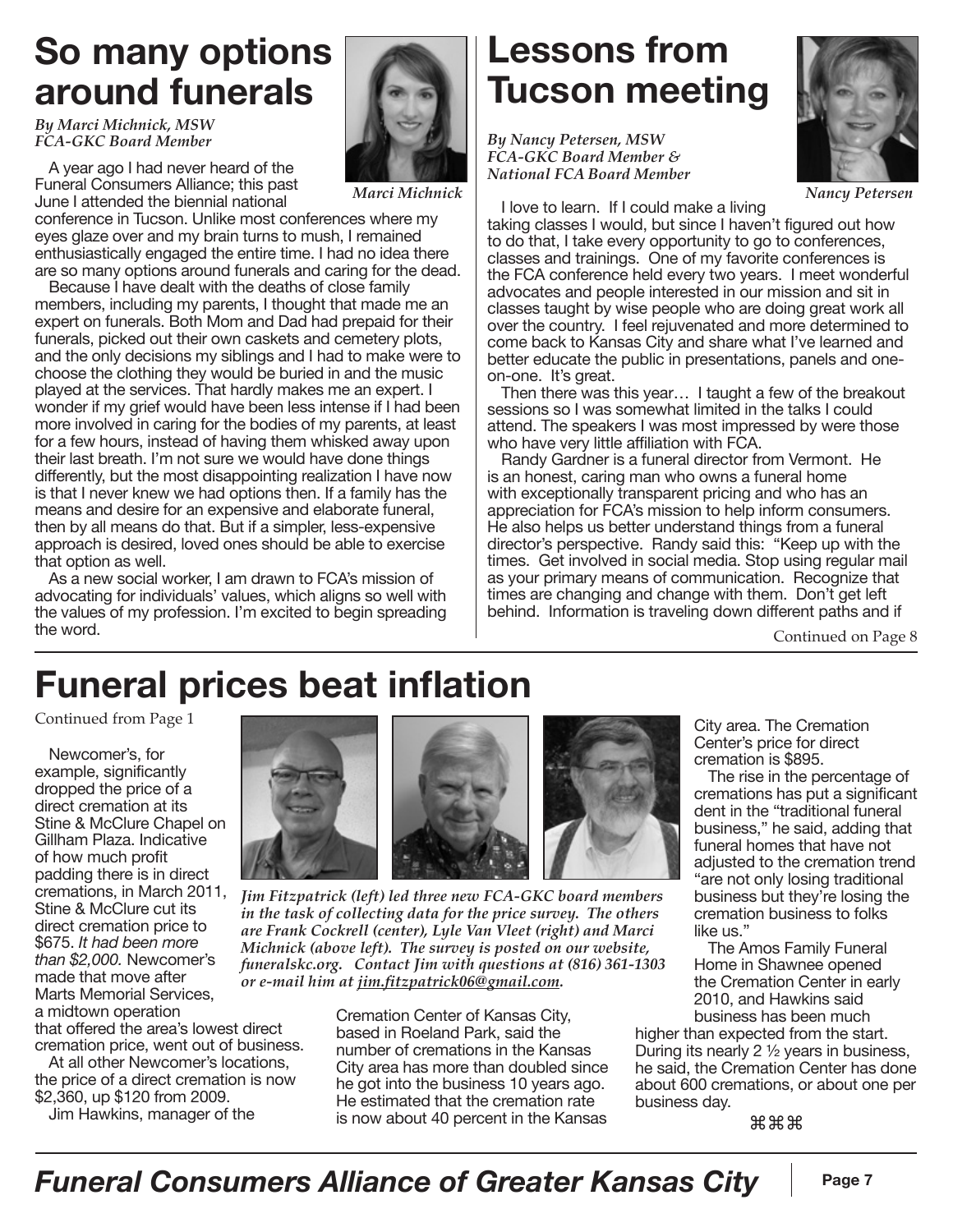# So many options around funerals

*By Marci Michnick, MSW*
*FCA-GKC Board Member*

*Marci Michnick*

A year ago I had never heard of the Funeral Consumers Alliance; this past June I attended the biennial national conference in Tucson. Unlike most conferences where my eyes glaze over and my brain turns to mush, I remained enthusiastically engaged the entire time. I had no idea there are so many options around funerals and caring for the dead.

Because I have dealt with the deaths of close family members, including my parents, I thought that made me an expert on funerals. Both Mom and Dad had prepaid for their funerals, picked out their own caskets and cemetery plots, and the only decisions my siblings and I had to make were to choose the clothing they would be buried in and the music played at the services. That hardly makes me an expert. I wonder if my grief would have been less intense if I had been more involved in caring for the bodies of my parents, at least for a few hours, instead of having them whisked away upon their last breath. I'm not sure we would have done things differently, but the most disappointing realization I have now is that I never knew we had options then. If a family has the means and desire for an expensive and elaborate funeral, then by all means do that. But if a simpler, less-expensive approach is desired, loved ones should be able to exercise that option as well.

As a new social worker, I am drawn to FCA's mission of advocating for individuals' values, which aligns so well with the values of my profession. I'm excited to begin spreading the word.

# Lessons from Tucson meeting

*By Nancy Petersen, MSW*
*FCA-GKC Board Member &*
*National FCA Board Member*

*Nancy Petersen*

I love to learn. If I could make a living taking classes I would, but since I haven't figured out how to do that, I take every opportunity to go to conferences, classes and trainings. One of my favorite conferences is the FCA conference held every two years. I meet wonderful advocates and people interested in our mission and sit in classes taught by wise people who are doing great work all over the country. I feel rejuvenated and more determined to come back to Kansas City and share what I've learned and better educate the public in presentations, panels and one-on-one. It's great.

Then there was this year… I taught a few of the breakout sessions so I was somewhat limited in the talks I could attend. The speakers I was most impressed by were those who have very little affiliation with FCA.

Randy Gardner is a funeral director from Vermont. He is an honest, caring man who owns a funeral home with exceptionally transparent pricing and who has an appreciation for FCA's mission to help inform consumers. He also helps us better understand things from a funeral director's perspective. Randy said this: "Keep up with the times. Get involved in social media. Stop using regular mail as your primary means of communication. Recognize that times are changing and change with them. Don't get left behind. Information is traveling down different paths and if

Continued on Page 8

# Funeral prices beat inflation

Continued from Page 1

Newcomer's, for example, significantly dropped the price of a direct cremation at its Stine & McClure Chapel on Gillham Plaza. Indicative of how much profit padding there is in direct cremations, in March 2011, Stine & McClure cut its direct cremation price to $675. *It had been more than $2,000.* Newcomer's made that move after Marts Memorial Services, a midtown operation that offered the area's lowest direct cremation price, went out of business.

At all other Newcomer's locations, the price of a direct cremation is now $2,360, up $120 from 2009.

Jim Hawkins, manager of the Cremation Center of Kansas City, based in Roeland Park, said the number of cremations in the Kansas City area has more than doubled since he got into the business 10 years ago. He estimated that the cremation rate is now about 40 percent in the Kansas City area. The Cremation Center's price for direct cremation is $895.

*Jim Fitzpatrick (left) led three new FCA-GKC board members in the task of collecting data for the price survey. The others are Frank Cockrell (center), Lyle Van Vleet (right) and Marci Michnick (above left). The survey is posted on our website, funeralskc.org. Contact Jim with questions at (816) 361-1303 or e-mail him at jim.fitzpatrick06@gmail.com.*

The rise in the percentage of cremations has put a significant dent in the "traditional funeral business," he said, adding that funeral homes that have not adjusted to the cremation trend "are not only losing traditional business but they're losing the cremation business to folks like us."

The Amos Family Funeral Home in Shawnee opened the Cremation Center in early 2010, and Hawkins said business has been much higher than expected from the start. During its nearly 2 ½ years in business, he said, the Cremation Center has done about 600 cremations, or about one per business day.

⌘⌘⌘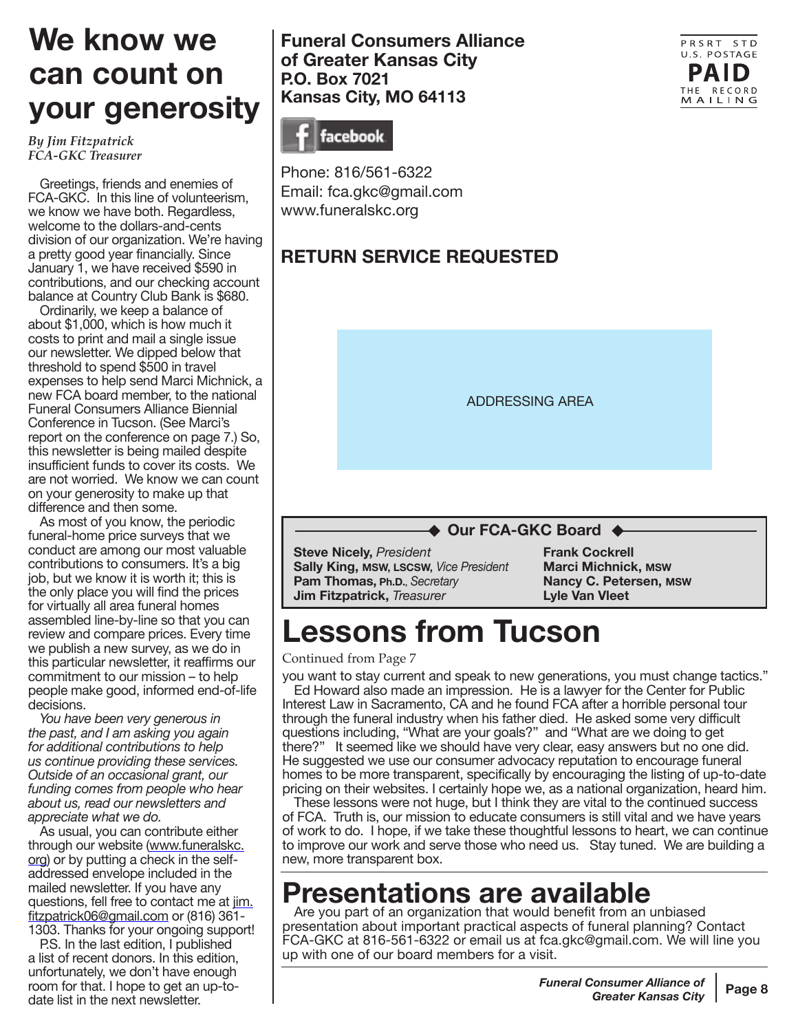# We know we can count on your generosity

*By Jim Fitzpatrick*
*FCA-GKC Treasurer*

Greetings, friends and enemies of FCA-GKC. In this line of volunteerism, we know we have both. Regardless, welcome to the dollars-and-cents division of our organization. We're having a pretty good year financially. Since January 1, we have received $590 in contributions, and our checking account balance at Country Club Bank is $680.

Ordinarily, we keep a balance of about $1,000, which is how much it costs to print and mail a single issue our newsletter. We dipped below that threshold to spend $500 in travel expenses to help send Marci Michnick, a new FCA board member, to the national Funeral Consumers Alliance Biennial Conference in Tucson. (See Marci's report on the conference on page 7.) So, this newsletter is being mailed despite insufficient funds to cover its costs. We are not worried. We know we can count on your generosity to make up that difference and then some.

As most of you know, the periodic funeral-home price surveys that we conduct are among our most valuable contributions to consumers. It's a big job, but we know it is worth it; this is the only place you will find the prices for virtually all area funeral homes assembled line-by-line so that you can review and compare prices. Every time we publish a new survey, as we do in this particular newsletter, it reaffirms our commitment to our mission – to help people make good, informed end-of-life decisions.

*You have been very generous in the past, and I am asking you again for additional contributions to help us continue providing these services. Outside of an occasional grant, our funding comes from people who hear about us, read our newsletters and appreciate what we do.*

As usual, you can contribute either through our website (www.funeralskc.org) or by putting a check in the self-addressed envelope included in the mailed newsletter. If you have any questions, fell free to contact me at jim.fitzpatrick06@gmail.com or (816) 361-1303. Thanks for your ongoing support!

P.S. In the last edition, I published a list of recent donors. In this edition, unfortunately, we don't have enough room for that. I hope to get an up-to-date list in the next newsletter.

**Funeral Consumers Alliance of Greater Kansas City**
**P.O. Box 7021**
**Kansas City, MO 64113**

facebook

Phone: 816/561-6322
Email: fca.gkc@gmail.com
www.funeralskc.org

PRSRT STD
U.S. POSTAGE
PAID
THE RECORD MAILING

**RETURN SERVICE REQUESTED**

ADDRESSING AREA

### Our FCA-GKC Board

**Steve Nicely,** *President*
**Sally King, MSW, LSCSW,** *Vice President*
**Pam Thomas, Ph.D.,** *Secretary*
**Jim Fitzpatrick,** *Treasurer*
**Frank Cockrell**
**Marci Michnick, MSW**
**Nancy C. Petersen, MSW**
**Lyle Van Vleet**

# Lessons from Tucson

Continued from Page 7

you want to stay current and speak to new generations, you must change tactics."

Ed Howard also made an impression. He is a lawyer for the Center for Public Interest Law in Sacramento, CA and he found FCA after a horrible personal tour through the funeral industry when his father died. He asked some very difficult questions including, "What are your goals?" and "What are we doing to get there?" It seemed like we should have very clear, easy answers but no one did. He suggested we use our consumer advocacy reputation to encourage funeral homes to be more transparent, specifically by encouraging the listing of up-to-date pricing on their websites. I certainly hope we, as a national organization, heard him.

These lessons were not huge, but I think they are vital to the continued success of FCA. Truth is, our mission to educate consumers is still vital and we have years of work to do. I hope, if we take these thoughtful lessons to heart, we can continue to improve our work and serve those who need us. Stay tuned. We are building a new, more transparent box.

# Presentations are available

Are you part of an organization that would benefit from an unbiased presentation about important practical aspects of funeral planning? Contact FCA-GKC at 816-561-6322 or email us at fca.gkc@gmail.com. We will line you up with one of our board members for a visit.